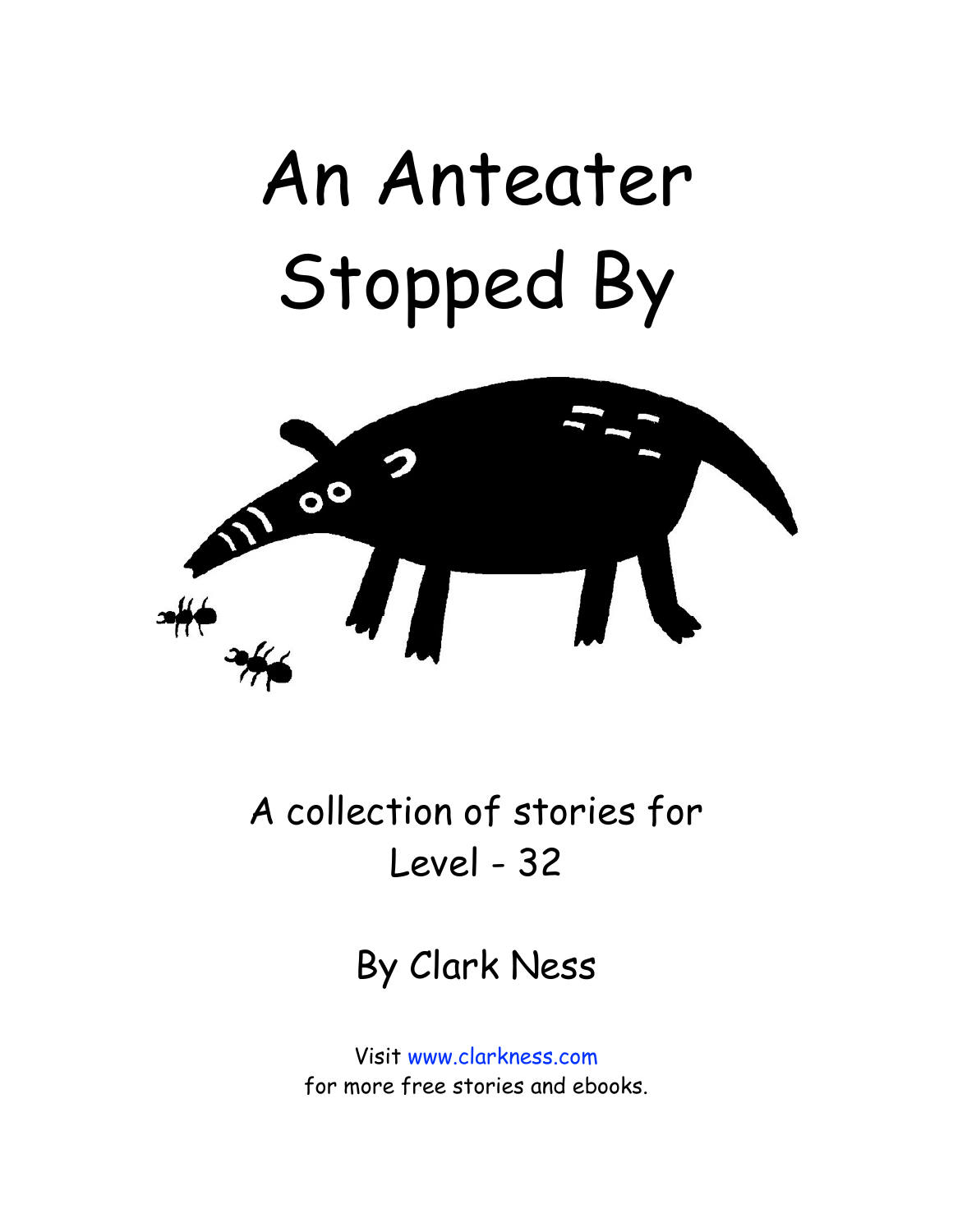# An Anteater Stopped By

A collection of stories for
Level - 32

By Clark Ness

Visit www.clarkness.com
for more free stories and ebooks.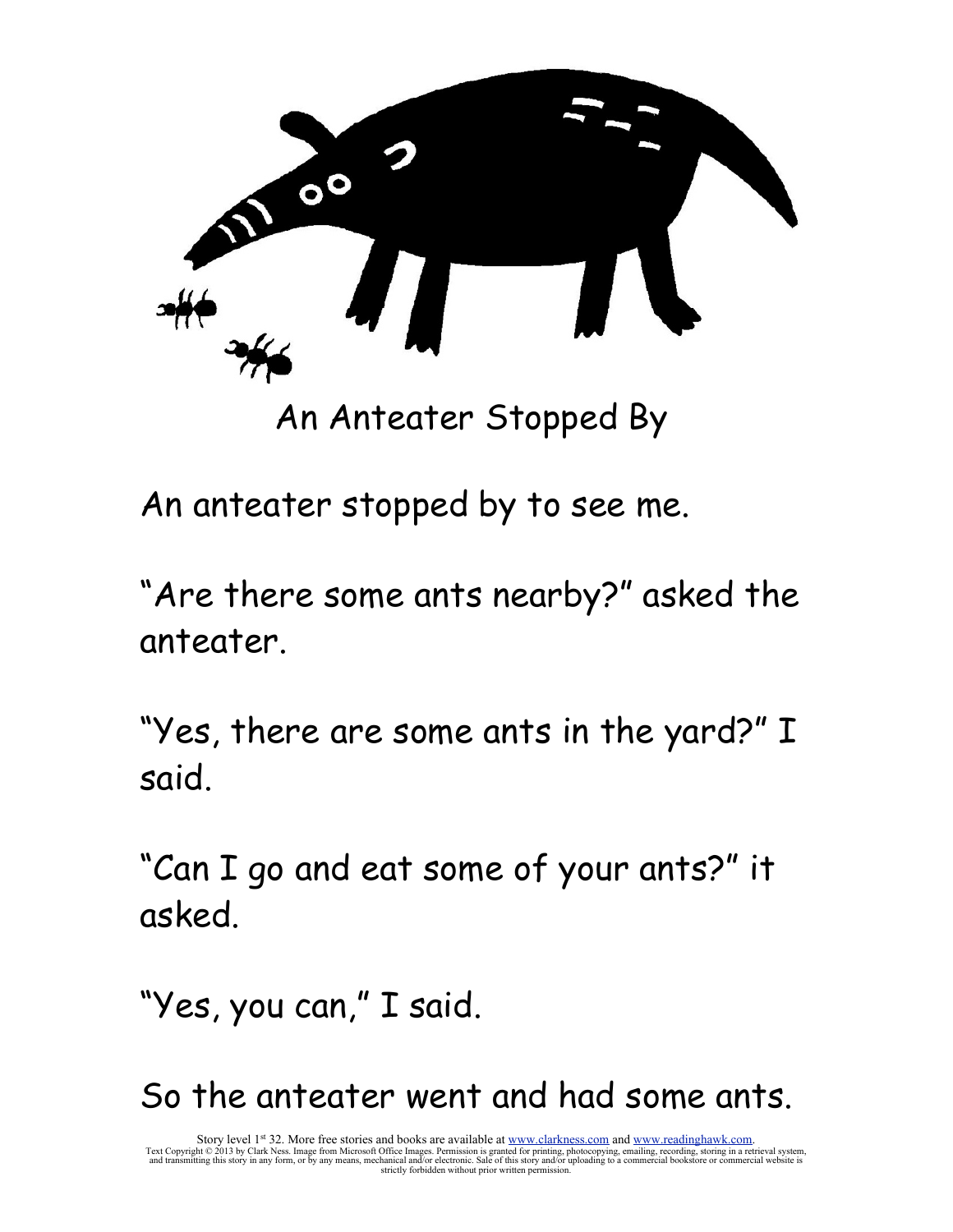# An Anteater Stopped By

An anteater stopped by to see me.

"Are there some ants nearby?" asked the anteater.

"Yes, there are some ants in the yard?" I said.

"Can I go and eat some of your ants?" it asked.

"Yes, you can," I said.

So the anteater went and had some ants.

Story level 1st 32. More free stories and books are available at www.clarkness.com and www.readinghawk.com.
Text Copyright © 2013 by Clark Ness. Image from Microsoft Office Images. Permission is granted for printing, photocopying, emailing, recording, storing in a retrieval system, and transmitting this story in any form, or by any means, mechanical and/or electronic. Sale of this story and/or uploading to a commercial bookstore or commercial website is strictly forbidden without prior written permission.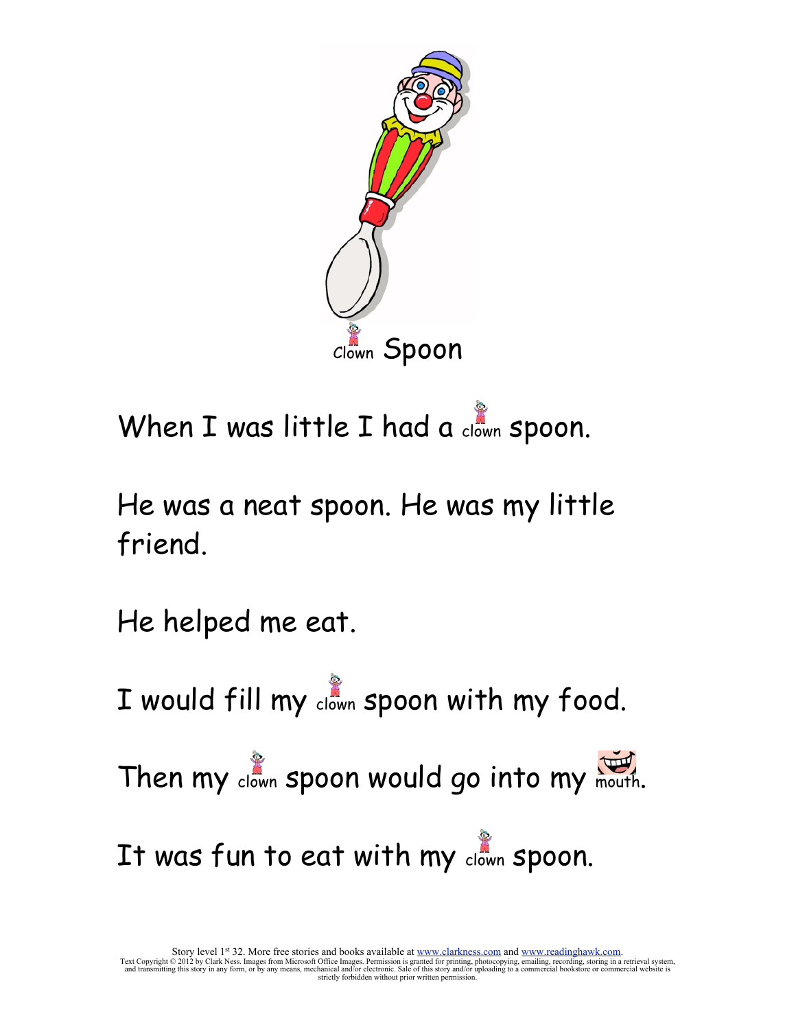# clown Spoon

When I was little I had a clown spoon.

He was a neat spoon. He was my little friend.

He helped me eat.

I would fill my clown spoon with my food.

Then my clown spoon would go into my mouth.

It was fun to eat with my clown spoon.

Story level 1st 32. More free stories and books available at www.clarkness.com and www.readinghawk.com.
Text Copyright © 2012 by Clark Ness. Images from Microsoft Office Images. Permission is granted for printing, photocopying, emailing, recording, storing in a retrieval system, and transmitting this story in any form, or by any means, mechanical and/or electronic. Sale of this story and/or uploading to a commercial bookstore or commercial website is strictly forbidden without prior written permission.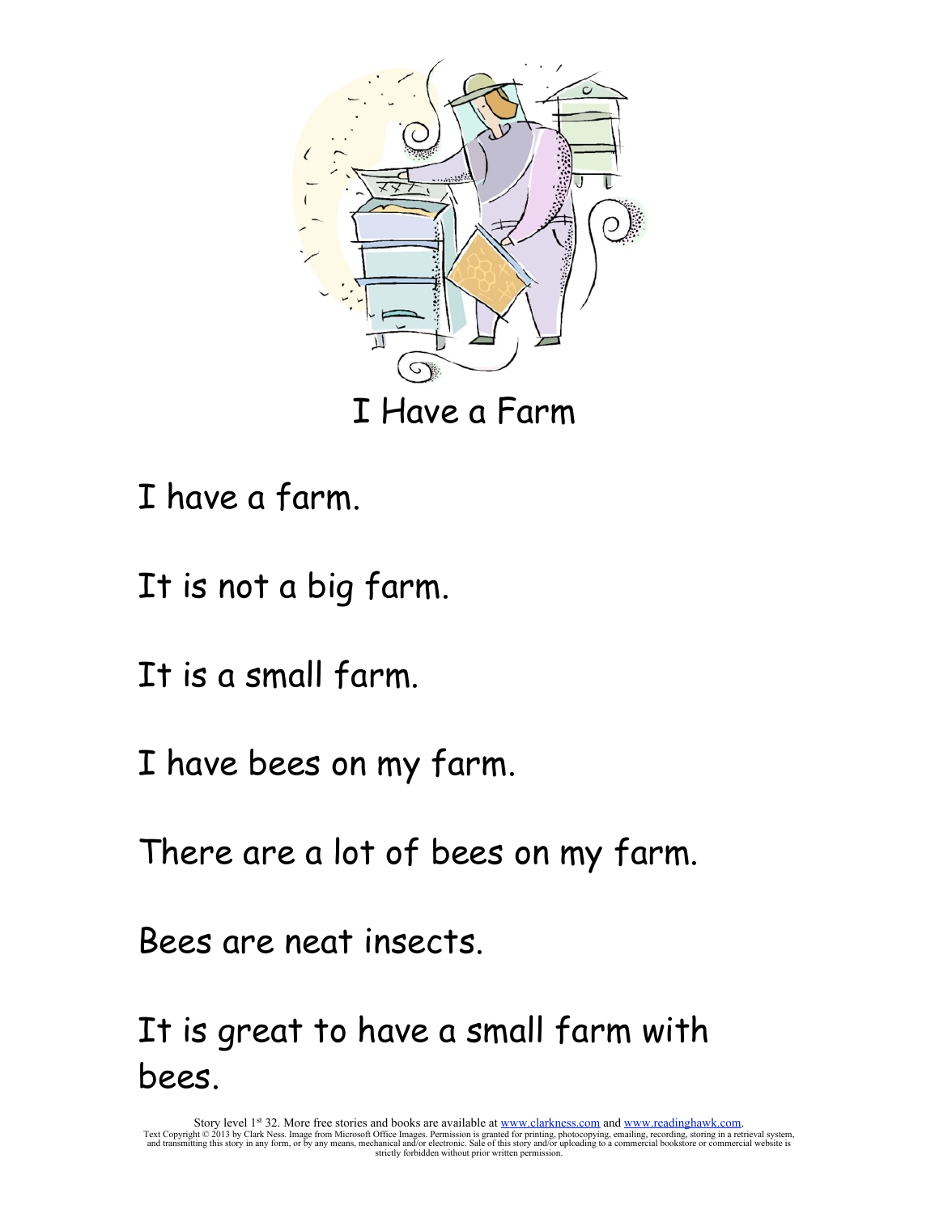# I Have a Farm

I have a farm.

It is not a big farm.

It is a small farm.

I have bees on my farm.

There are a lot of bees on my farm.

Bees are neat insects.

It is great to have a small farm with bees.

Story level 1st 32. More free stories and books are available at www.clarkness.com and www.readinghawk.com.
Text Copyright © 2013 by Clark Ness. Image from Microsoft Office Images. Permission is granted for printing, photocopying, emailing, recording, storing in a retrieval system, and transmitting this story in any form, or by any means, mechanical and/or electronic. Sale of this story and/or uploading to a commercial bookstore or commercial website is strictly forbidden without prior written permission.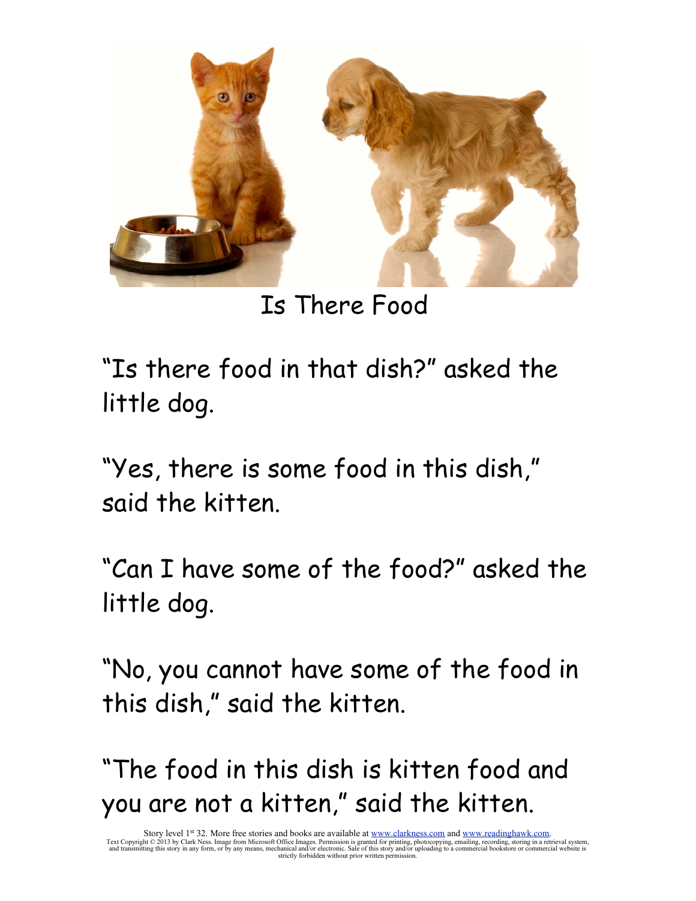# Is There Food

"Is there food in that dish?" asked the little dog.

"Yes, there is some food in this dish," said the kitten.

"Can I have some of the food?" asked the little dog.

"No, you cannot have some of the food in this dish," said the kitten.

"The food in this dish is kitten food and you are not a kitten," said the kitten.

Story level 1st 32. More free stories and books are available at www.clarkness.com and www.readinghawk.com.
Text Copyright © 2013 by Clark Ness. Image from Microsoft Office Images. Permission is granted for printing, photocopying, emailing, recording, storing in a retrieval system, and transmitting this story in any form, or by any means, mechanical and/or electronic. Sale of this story and/or uploading to a commercial bookstore or commercial website is strictly forbidden without prior written permission.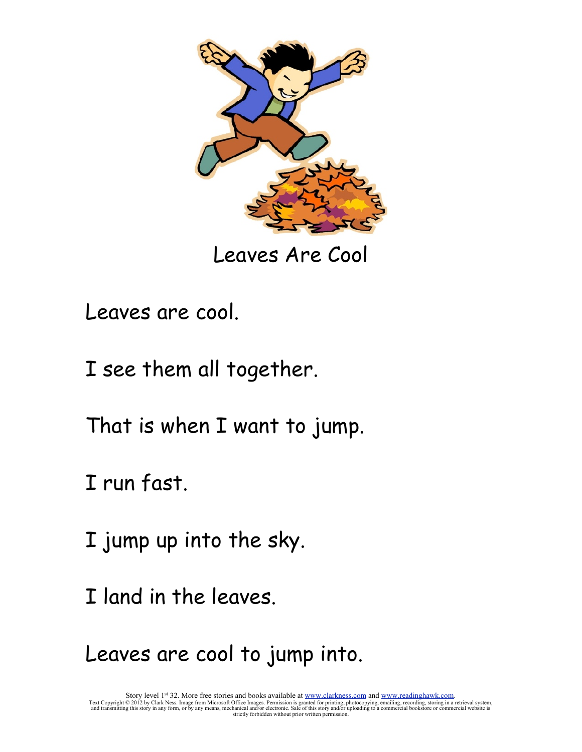# Leaves Are Cool

Leaves are cool.

I see them all together.

That is when I want to jump.

I run fast.

I jump up into the sky.

I land in the leaves.

Leaves are cool to jump into.

Story level 1st 32. More free stories and books available at www.clarkness.com and www.readinghawk.com.
Text Copyright © 2012 by Clark Ness. Image from Microsoft Office Images. Permission is granted for printing, photocopying, emailing, recording, storing in a retrieval system, and transmitting this story in any form, or by any means, mechanical and/or electronic. Sale of this story and/or uploading to a commercial bookstore or commercial website is strictly forbidden without prior written permission.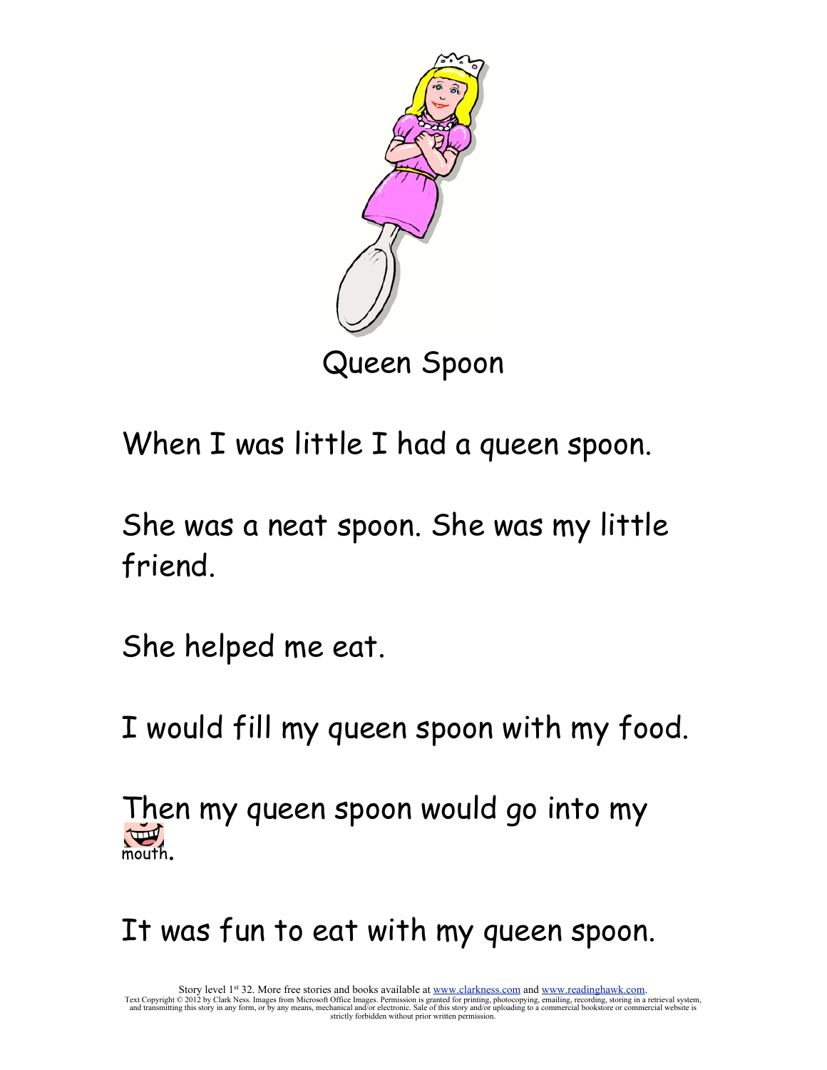# Queen Spoon

When I was little I had a queen spoon.

She was a neat spoon. She was my little friend.

She helped me eat.

I would fill my queen spoon with my food.

Then my queen spoon would go into my mouth.

It was fun to eat with my queen spoon.

Story level 1st 32. More free stories and books available at www.clarkness.com and www.readinghawk.com.
Text Copyright © 2012 by Clark Ness. Images from Microsoft Office Images. Permission is granted for printing, photocopying, emailing, recording, storing in a retrieval system, and transmitting this story in any form, or by any means, mechanical and/or electronic. Sale of this story and/or uploading to a commercial bookstore or commercial website is strictly forbidden without prior written permission.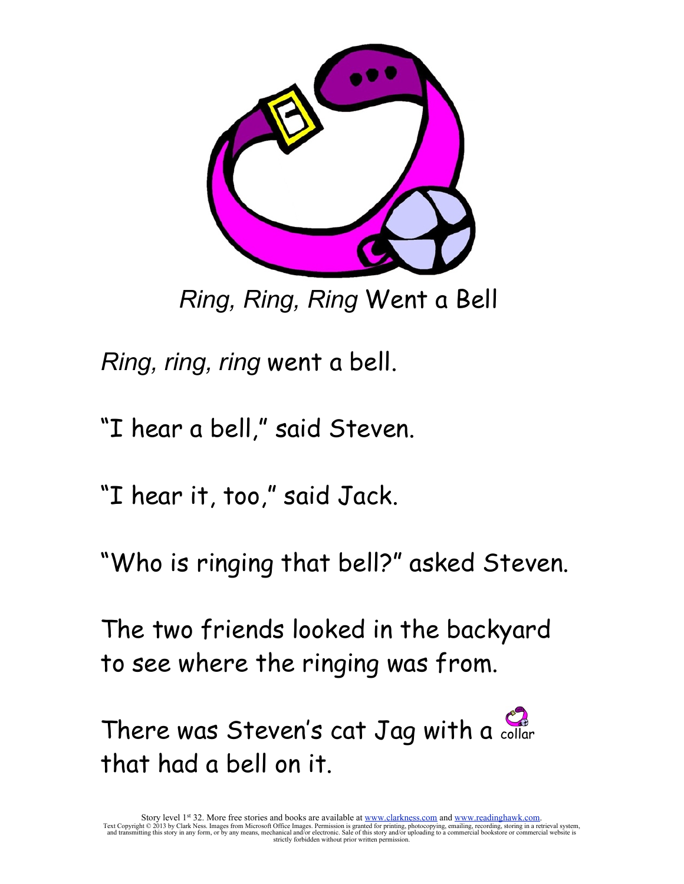*Ring, Ring, Ring* Went a Bell

*Ring, ring, ring* went a bell.

"I hear a bell," said Steven.

"I hear it, too," said Jack.

"Who is ringing that bell?" asked Steven.

The two friends looked in the backyard to see where the ringing was from.

There was Steven's cat Jag with a collar that had a bell on it.

Story level 1st 32. More free stories and books are available at www.clarkness.com and www.readinghawk.com.
Text Copyright © 2013 by Clark Ness. Images from Microsoft Office Images. Permission is granted for printing, photocopying, emailing, recording, storing in a retrieval system, and transmitting this story in any form, or by any means, mechanical and/or electronic. Sale of this story and/or uploading to a commercial bookstore or commercial website is strictly forbidden without prior written permission.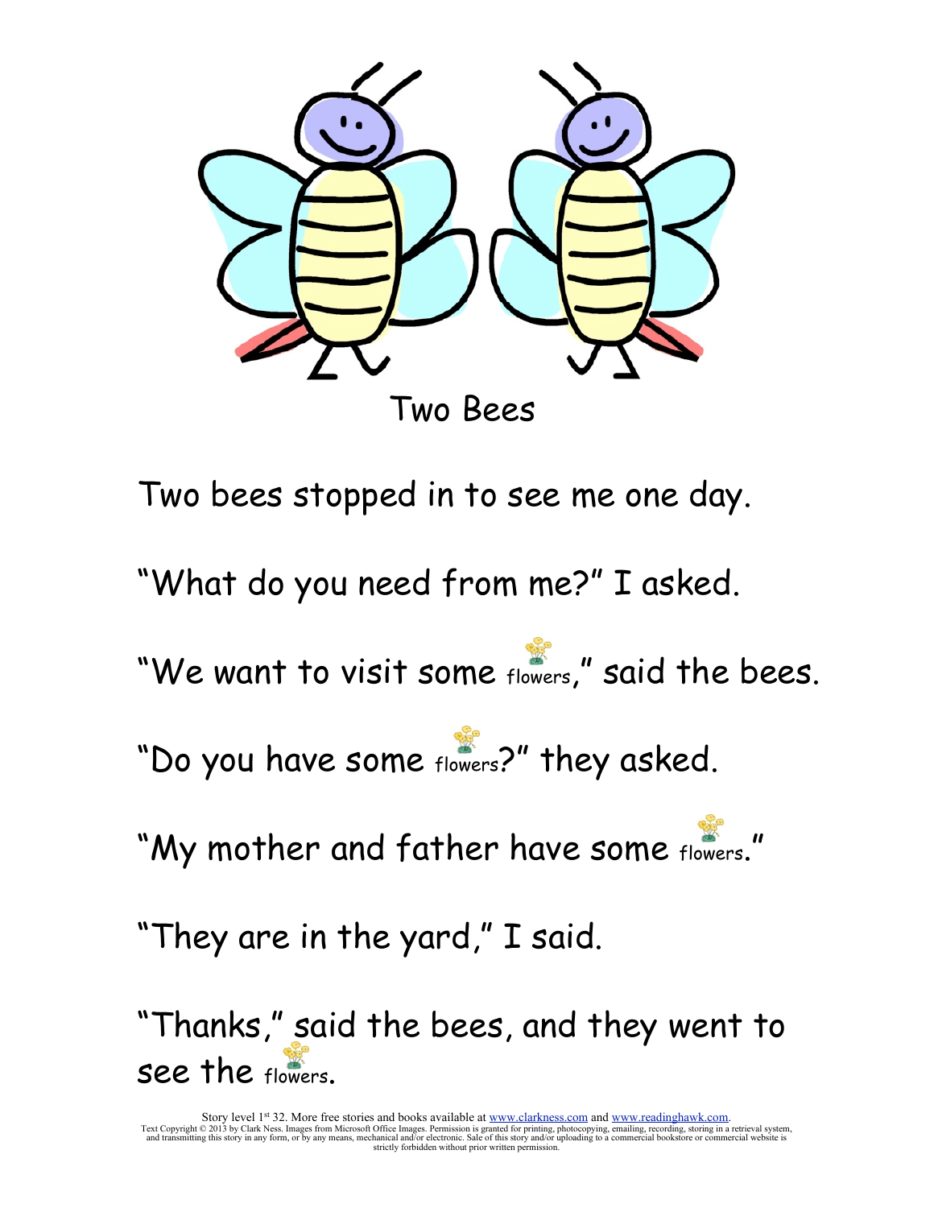# Two Bees

Two bees stopped in to see me one day.

"What do you need from me?" I asked.

"We want to visit some flowers," said the bees.

"Do you have some flowers?" they asked.

"My mother and father have some flowers."

"They are in the yard," I said.

"Thanks," said the bees, and they went to see the flowers.

Story level 1st 32. More free stories and books available at www.clarkness.com and www.readinghawk.com.
Text Copyright © 2013 by Clark Ness. Images from Microsoft Office Images. Permission is granted for printing, photocopying, emailing, recording, storing in a retrieval system, and transmitting this story in any form, or by any means, mechanical and/or electronic. Sale of this story and/or uploading to a commercial bookstore or commercial website is strictly forbidden without prior written permission.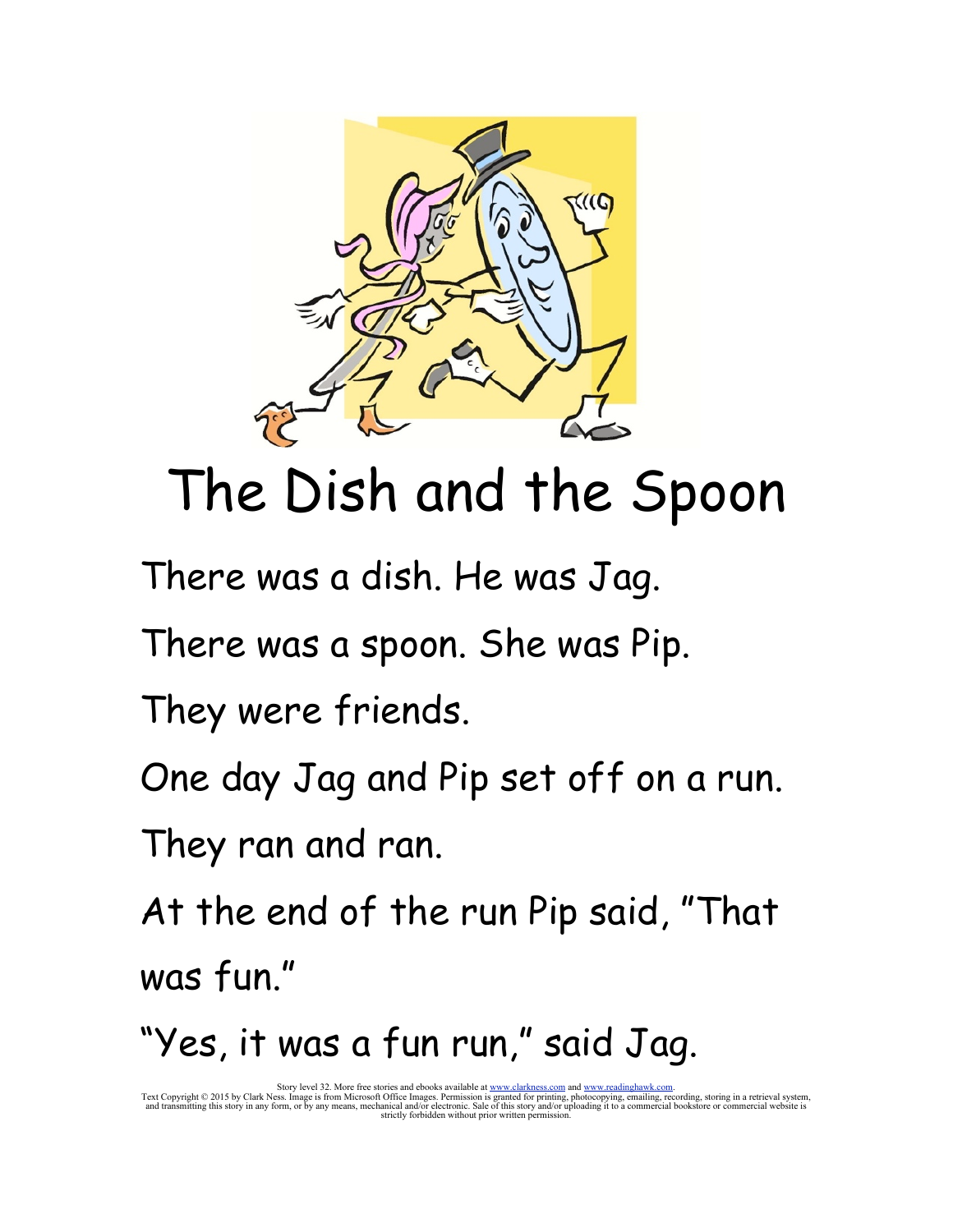# The Dish and the Spoon

There was a dish. He was Jag.

There was a spoon. She was Pip.

They were friends.

One day Jag and Pip set off on a run.

They ran and ran.

At the end of the run Pip said, "That was fun."

"Yes, it was a fun run," said Jag.

Story level 32. More free stories and ebooks available at www.clarkness.com and www.readinghawk.com.
Text Copyright © 2015 by Clark Ness. Image is from Microsoft Office Images. Permission is granted for printing, photocopying, emailing, recording, storing in a retrieval system, and transmitting this story in any form, or by any means, mechanical and/or electronic. Sale of this story and/or uploading it to a commercial bookstore or commercial website is strictly forbidden without prior written permission.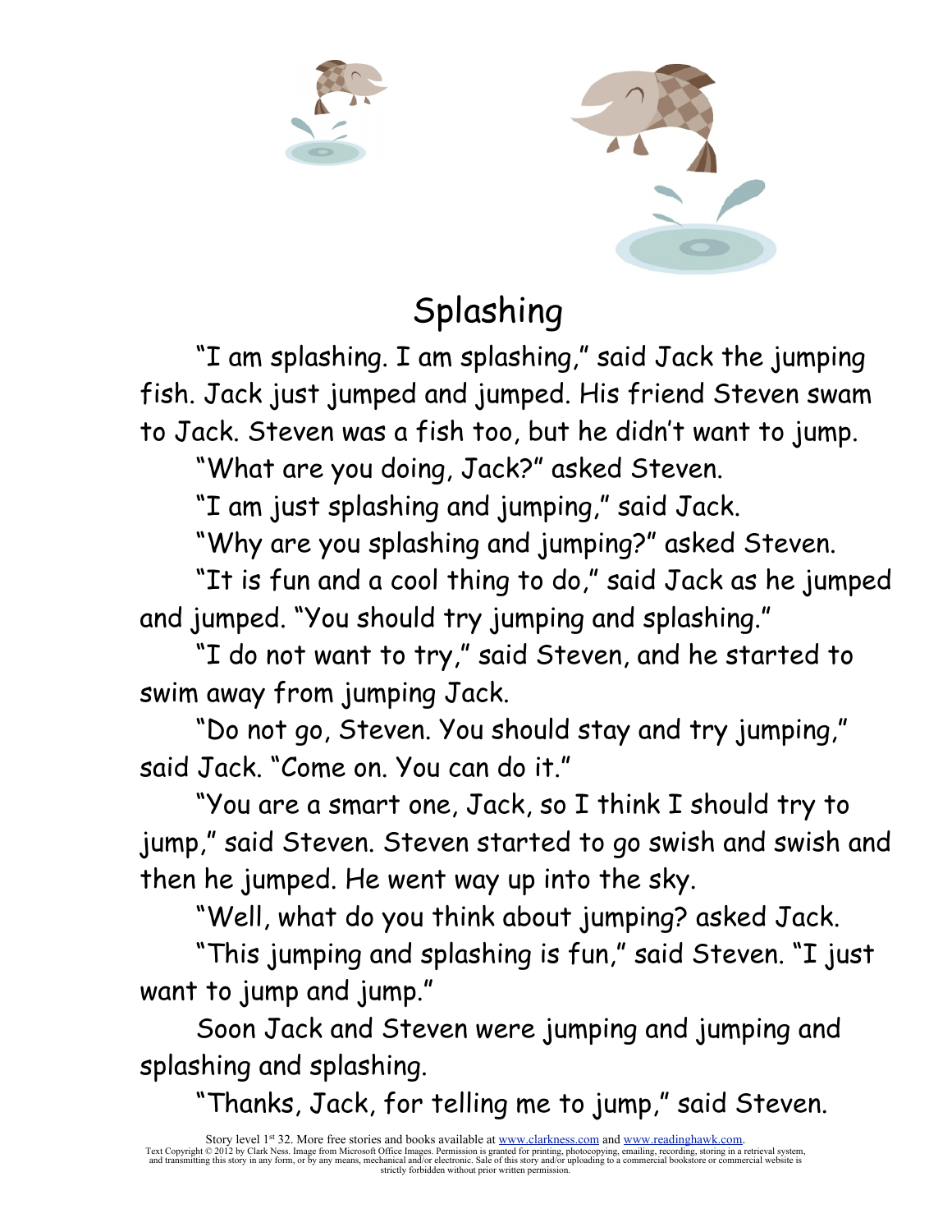# Splashing

"I am splashing. I am splashing," said Jack the jumping fish. Jack just jumped and jumped. His friend Steven swam to Jack. Steven was a fish too, but he didn't want to jump.

"What are you doing, Jack?" asked Steven.

"I am just splashing and jumping," said Jack.

"Why are you splashing and jumping?" asked Steven.

"It is fun and a cool thing to do," said Jack as he jumped and jumped. "You should try jumping and splashing."

"I do not want to try," said Steven, and he started to swim away from jumping Jack.

"Do not go, Steven. You should stay and try jumping," said Jack. "Come on. You can do it."

"You are a smart one, Jack, so I think I should try to jump," said Steven. Steven started to go swish and swish and then he jumped. He went way up into the sky.

"Well, what do you think about jumping? asked Jack.

"This jumping and splashing is fun," said Steven. "I just want to jump and jump."

Soon Jack and Steven were jumping and jumping and splashing and splashing.

"Thanks, Jack, for telling me to jump," said Steven.

Story level 1st 32. More free stories and books available at www.clarkness.com and www.readinghawk.com.
Text Copyright © 2012 by Clark Ness. Image from Microsoft Office Images. Permission is granted for printing, photocopying, emailing, recording, storing in a retrieval system, and transmitting this story in any form, or by any means, mechanical and/or electronic. Sale of this story and/or uploading to a commercial bookstore or commercial website is strictly forbidden without prior written permission.